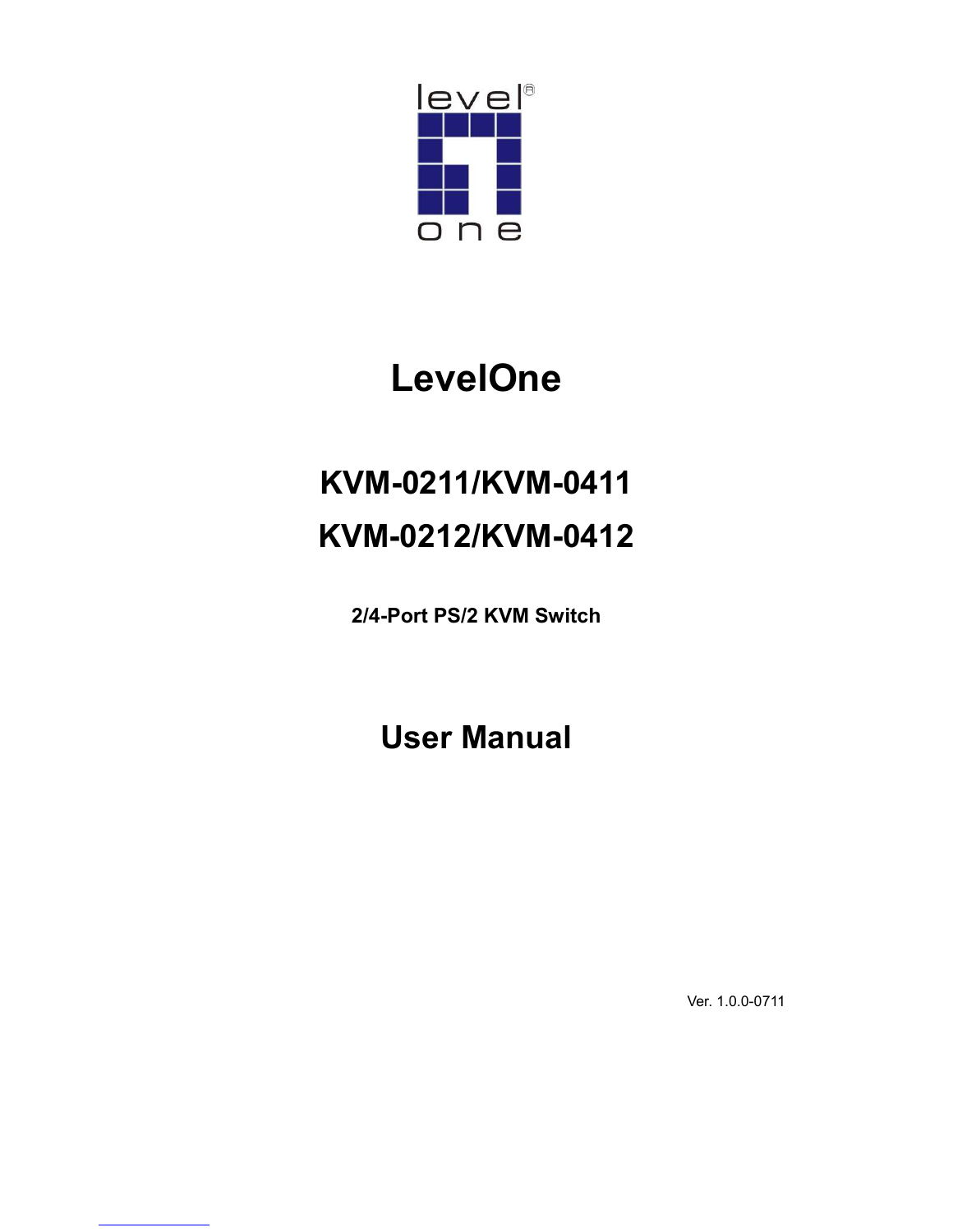# LevelOne

## KVM-0211/KVM-0411

## KVM-0212/KVM-0412

**2/4-Port PS/2 KVM Switch**

# User Manual

Ver. 1.0.0-0711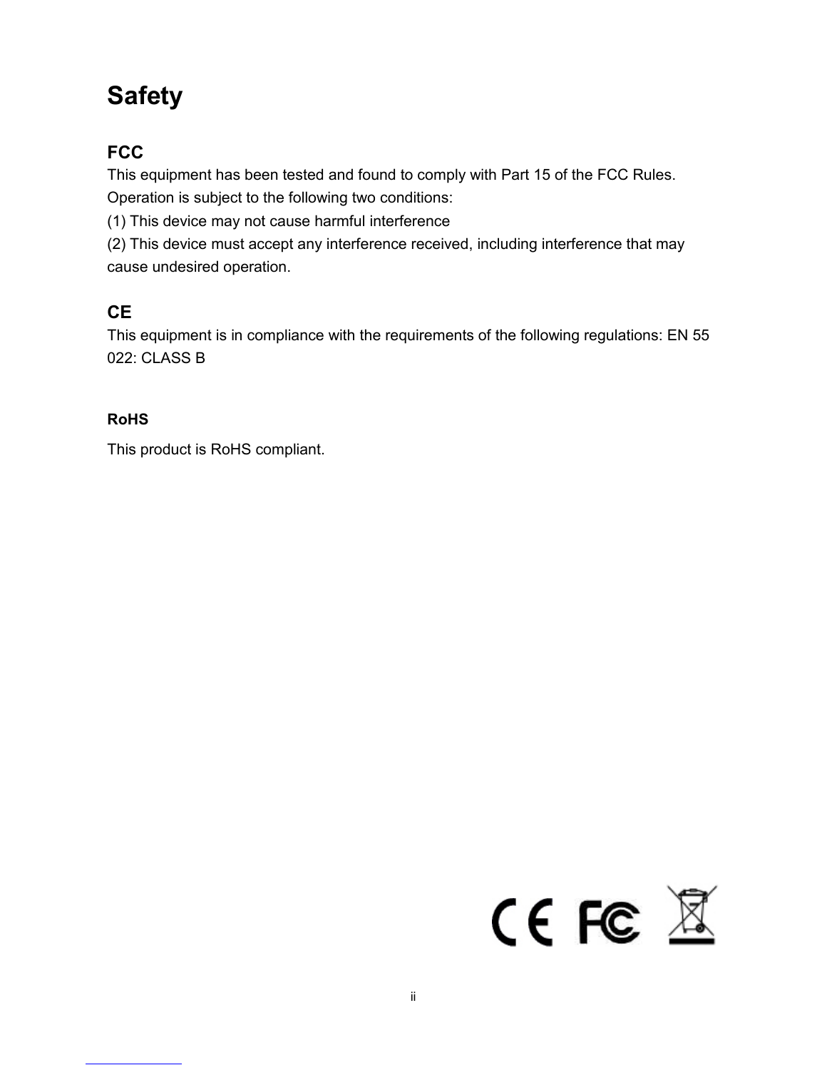# Safety

## FCC

This equipment has been tested and found to comply with Part 15 of the FCC Rules. Operation is subject to the following two conditions:

(1) This device may not cause harmful interference

(2) This device must accept any interference received, including interference that may cause undesired operation.

## CE

This equipment is in compliance with the requirements of the following regulations: EN 55 022: CLASS B

### RoHS

This product is RoHS compliant.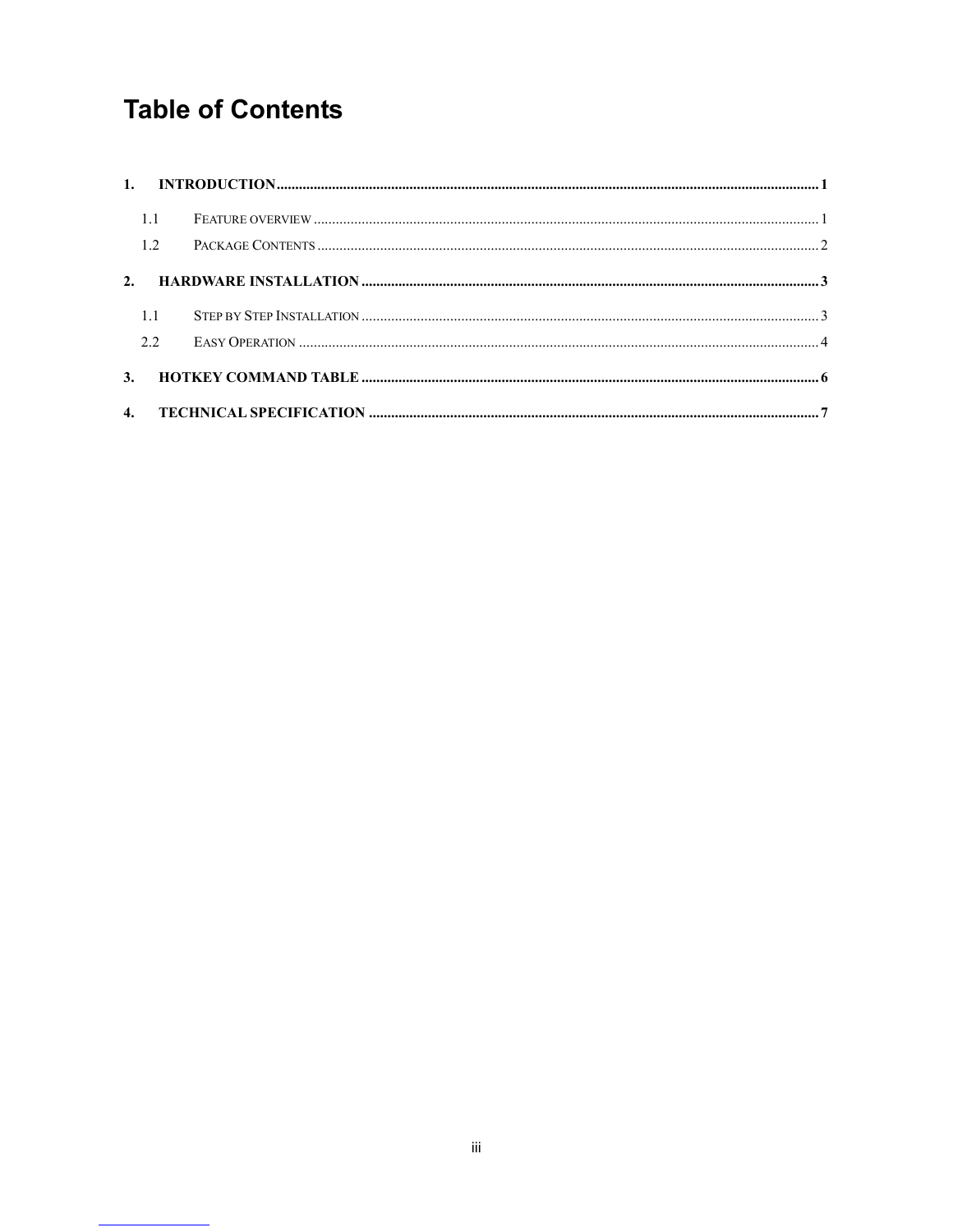# Table of Contents

1. **INTRODUCTION** ........ 1
   - 1.1 FEATURE OVERVIEW ........ 1
   - 1.2 PACKAGE CONTENTS ........ 2
2. **HARDWARE INSTALLATION** ........ 3
   - 1.1 STEP BY STEP INSTALLATION ........ 3
   - 2.2 EASY OPERATION ........ 4
3. **HOTKEY COMMAND TABLE** ........ 6
4. **TECHNICAL SPECIFICATION** ........ 7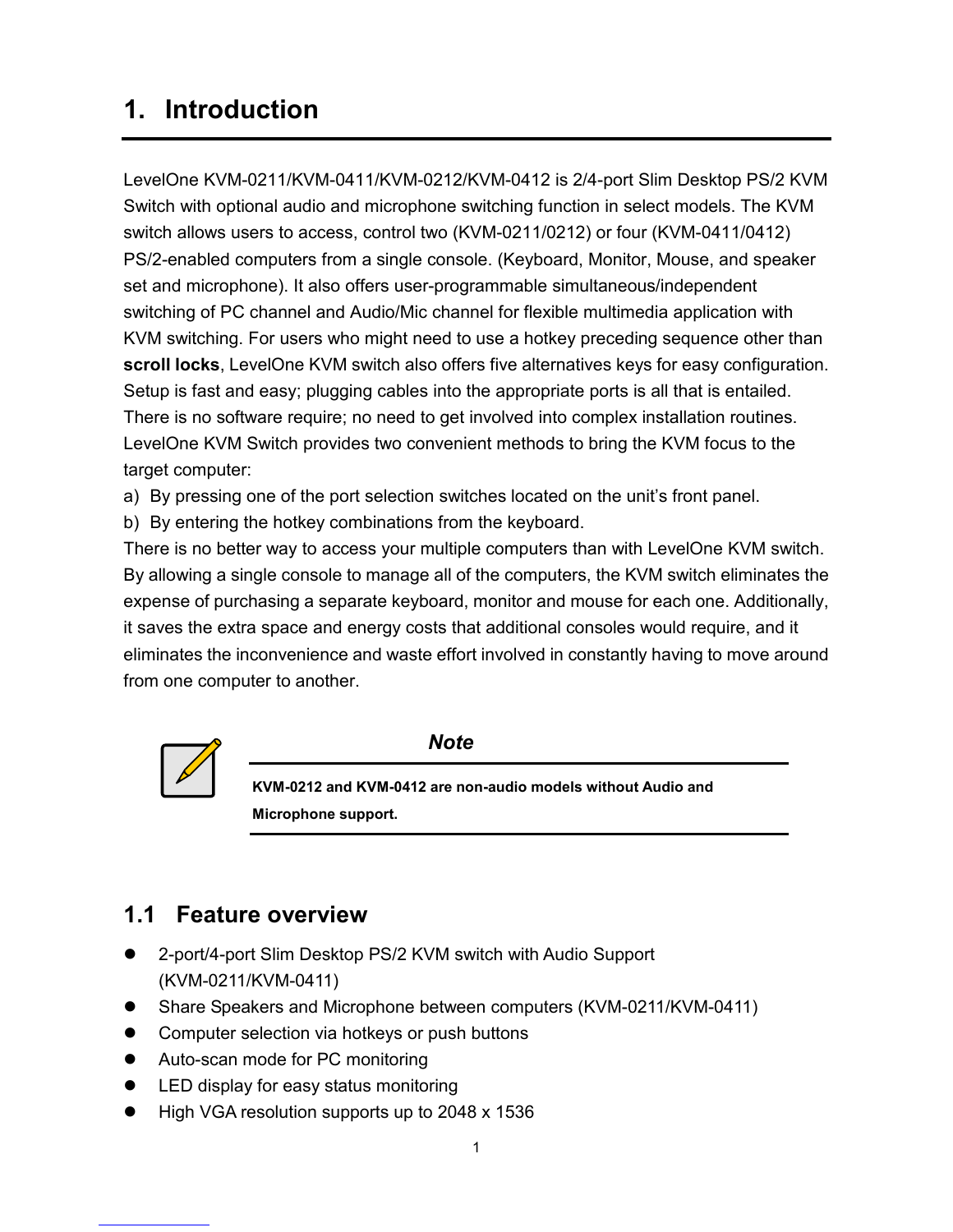# 1. Introduction

LevelOne KVM-0211/KVM-0411/KVM-0212/KVM-0412 is 2/4-port Slim Desktop PS/2 KVM Switch with optional audio and microphone switching function in select models. The KVM switch allows users to access, control two (KVM-0211/0212) or four (KVM-0411/0412) PS/2-enabled computers from a single console. (Keyboard, Monitor, Mouse, and speaker set and microphone). It also offers user-programmable simultaneous/independent switching of PC channel and Audio/Mic channel for flexible multimedia application with KVM switching. For users who might need to use a hotkey preceding sequence other than **scroll locks**, LevelOne KVM switch also offers five alternatives keys for easy configuration. Setup is fast and easy; plugging cables into the appropriate ports is all that is entailed. There is no software require; no need to get involved into complex installation routines. LevelOne KVM Switch provides two convenient methods to bring the KVM focus to the target computer:

a) By pressing one of the port selection switches located on the unit's front panel.
b) By entering the hotkey combinations from the keyboard.

There is no better way to access your multiple computers than with LevelOne KVM switch. By allowing a single console to manage all of the computers, the KVM switch eliminates the expense of purchasing a separate keyboard, monitor and mouse for each one. Additionally, it saves the extra space and energy costs that additional consoles would require, and it eliminates the inconvenience and waste effort involved in constantly having to move around from one computer to another.

> ***Note***
>
> **KVM-0212 and KVM-0412 are non-audio models without Audio and Microphone support.**

## 1.1 Feature overview

- 2-port/4-port Slim Desktop PS/2 KVM switch with Audio Support (KVM-0211/KVM-0411)
- Share Speakers and Microphone between computers (KVM-0211/KVM-0411)
- Computer selection via hotkeys or push buttons
- Auto-scan mode for PC monitoring
- LED display for easy status monitoring
- High VGA resolution supports up to 2048 x 1536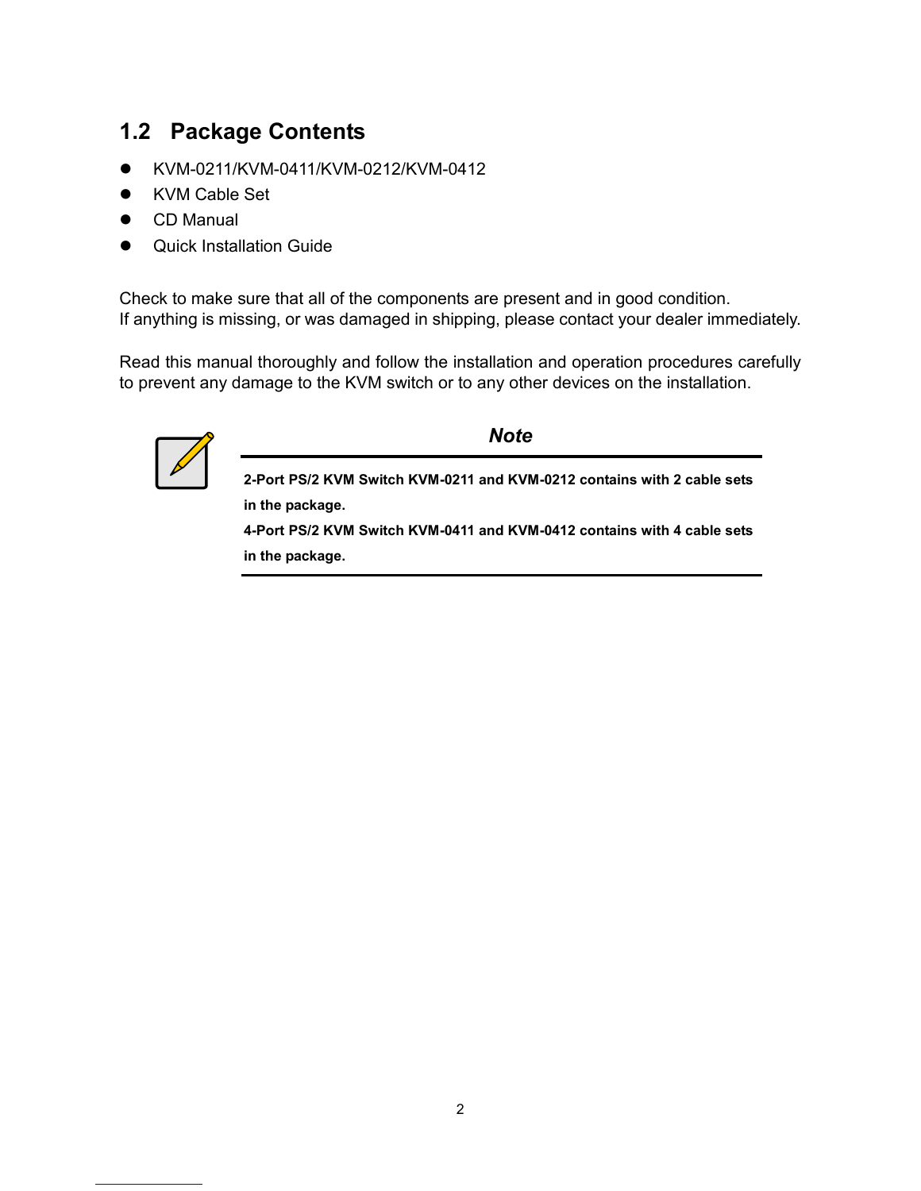## 1.2 Package Contents

- KVM-0211/KVM-0411/KVM-0212/KVM-0412
- KVM Cable Set
- CD Manual
- Quick Installation Guide

Check to make sure that all of the components are present and in good condition.
If anything is missing, or was damaged in shipping, please contact your dealer immediately.

Read this manual thoroughly and follow the installation and operation procedures carefully to prevent any damage to the KVM switch or to any other devices on the installation.

***Note***

**2-Port PS/2 KVM Switch KVM-0211 and KVM-0212 contains with 2 cable sets in the package.**
**4-Port PS/2 KVM Switch KVM-0411 and KVM-0412 contains with 4 cable sets in the package.**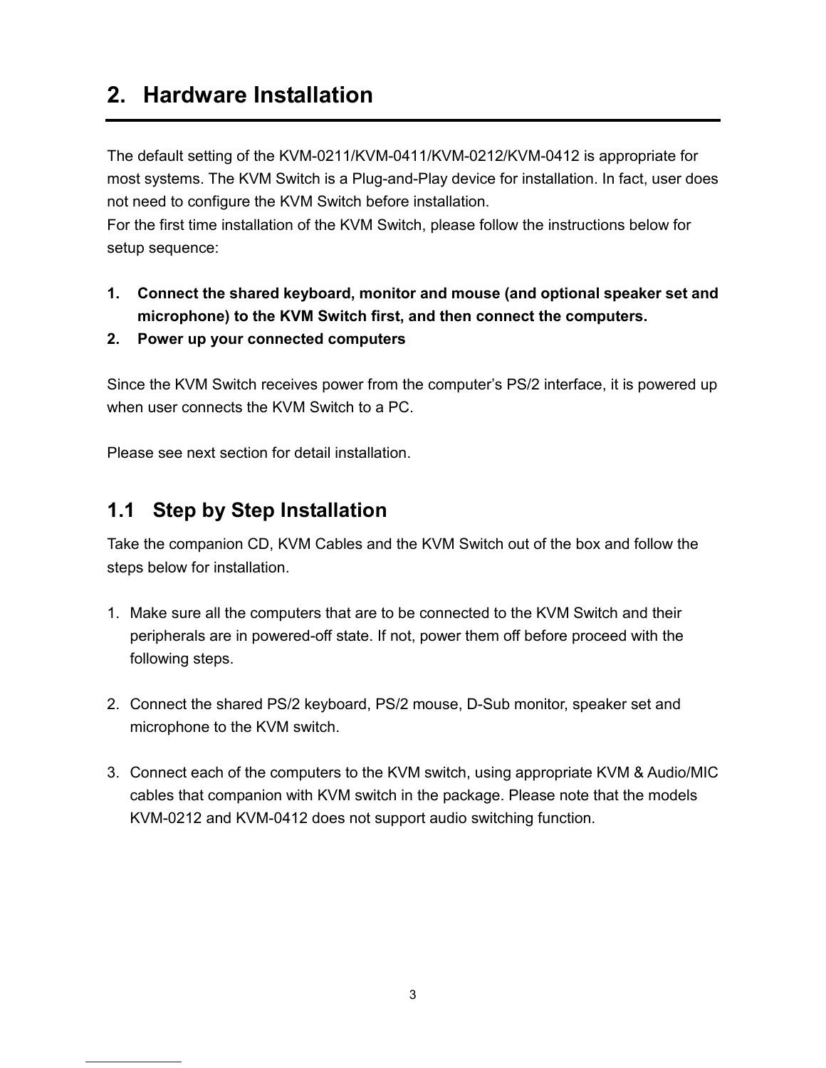# 2. Hardware Installation

The default setting of the KVM-0211/KVM-0411/KVM-0212/KVM-0412 is appropriate for most systems. The KVM Switch is a Plug-and-Play device for installation. In fact, user does not need to configure the KVM Switch before installation.
For the first time installation of the KVM Switch, please follow the instructions below for setup sequence:

1. **Connect the shared keyboard, monitor and mouse (and optional speaker set and microphone) to the KVM Switch first, and then connect the computers.**
2. **Power up your connected computers**

Since the KVM Switch receives power from the computer's PS/2 interface, it is powered up when user connects the KVM Switch to a PC.

Please see next section for detail installation.

## 1.1 Step by Step Installation

Take the companion CD, KVM Cables and the KVM Switch out of the box and follow the steps below for installation.

1. Make sure all the computers that are to be connected to the KVM Switch and their peripherals are in powered-off state. If not, power them off before proceed with the following steps.

2. Connect the shared PS/2 keyboard, PS/2 mouse, D-Sub monitor, speaker set and microphone to the KVM switch.

3. Connect each of the computers to the KVM switch, using appropriate KVM & Audio/MIC cables that companion with KVM switch in the package. Please note that the models KVM-0212 and KVM-0412 does not support audio switching function.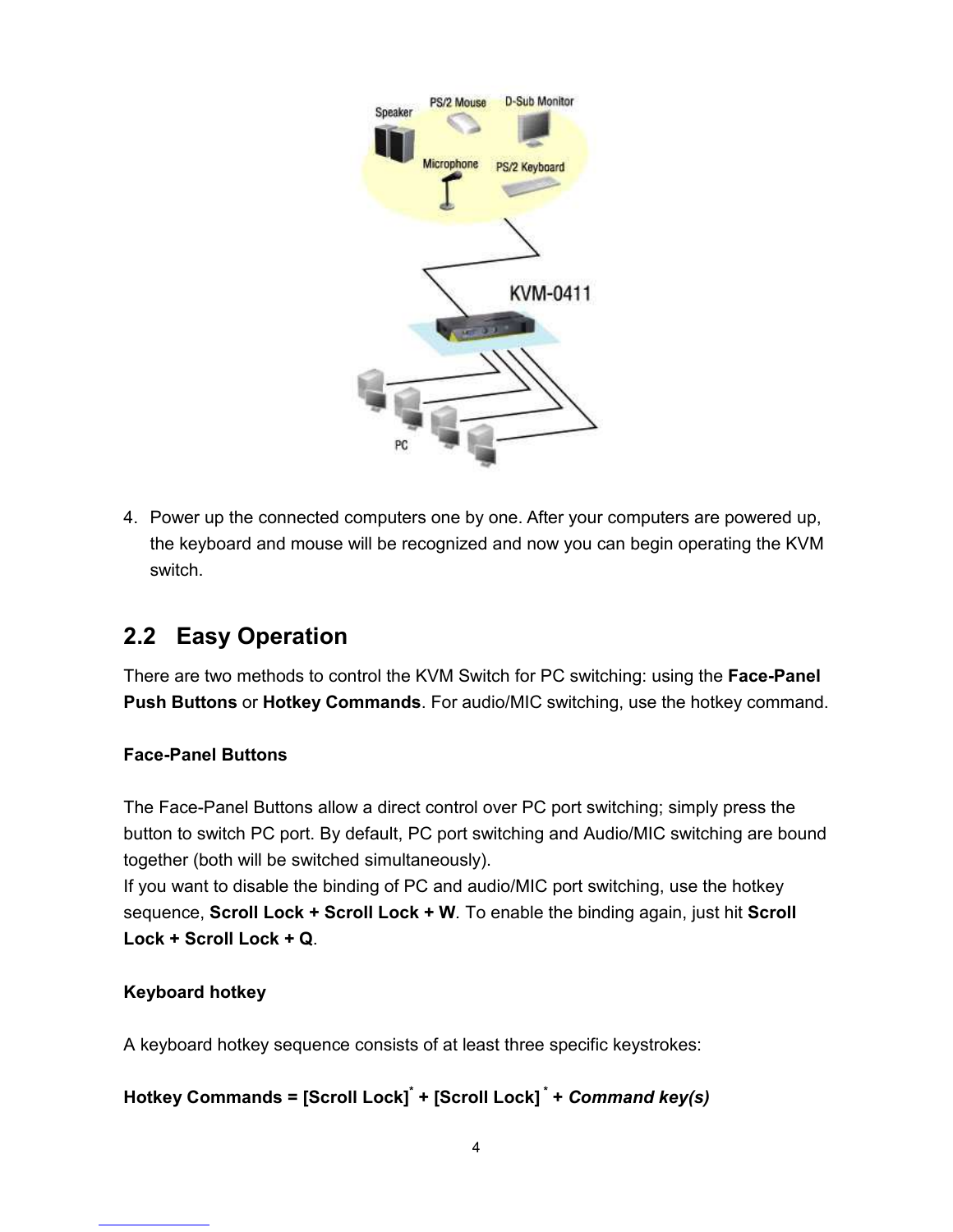4. Power up the connected computers one by one. After your computers are powered up, the keyboard and mouse will be recognized and now you can begin operating the KVM switch.

## 2.2 Easy Operation

There are two methods to control the KVM Switch for PC switching: using the **Face-Panel Push Buttons** or **Hotkey Commands**. For audio/MIC switching, use the hotkey command.

**Face-Panel Buttons**

The Face-Panel Buttons allow a direct control over PC port switching; simply press the button to switch PC port. By default, PC port switching and Audio/MIC switching are bound together (both will be switched simultaneously).
If you want to disable the binding of PC and audio/MIC port switching, use the hotkey sequence, **Scroll Lock + Scroll Lock + W**. To enable the binding again, just hit **Scroll Lock + Scroll Lock + Q**.

**Keyboard hotkey**

A keyboard hotkey sequence consists of at least three specific keystrokes:

**Hotkey Commands = [Scroll Lock]* + [Scroll Lock]* + *Command key(s)***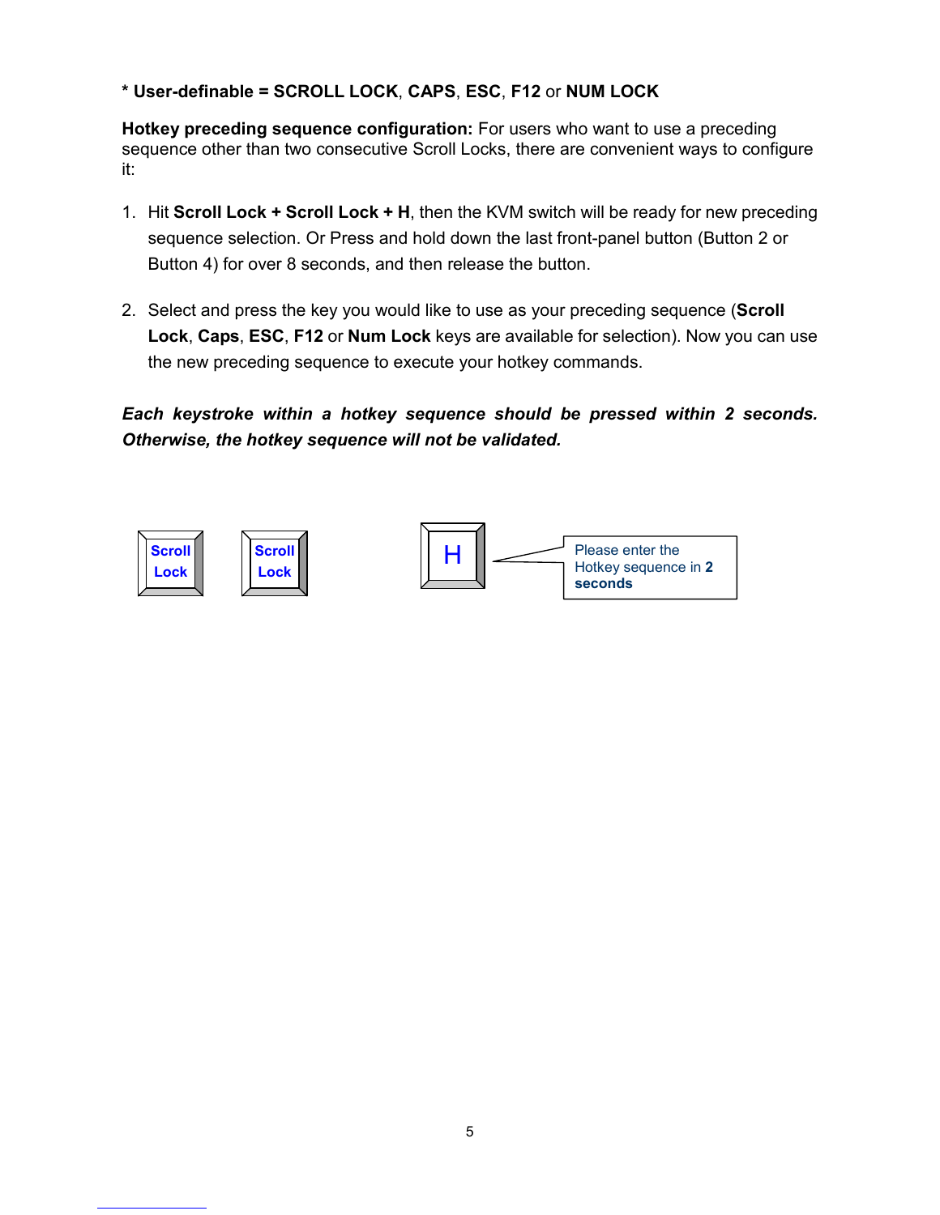**\* User-definable = SCROLL LOCK**, **CAPS**, **ESC**, **F12** or **NUM LOCK**

**Hotkey preceding sequence configuration:** For users who want to use a preceding sequence other than two consecutive Scroll Locks, there are convenient ways to configure it:

1. Hit **Scroll Lock + Scroll Lock + H**, then the KVM switch will be ready for new preceding sequence selection. Or Press and hold down the last front-panel button (Button 2 or Button 4) for over 8 seconds, and then release the button.

2. Select and press the key you would like to use as your preceding sequence (**Scroll Lock**, **Caps**, **ESC**, **F12** or **Num Lock** keys are available for selection). Now you can use the new preceding sequence to execute your hotkey commands.

***Each keystroke within a hotkey sequence should be pressed within 2 seconds. Otherwise, the hotkey sequence will not be validated.***

Scroll Lock | Scroll Lock | H

Please enter the Hotkey sequence in **2 seconds**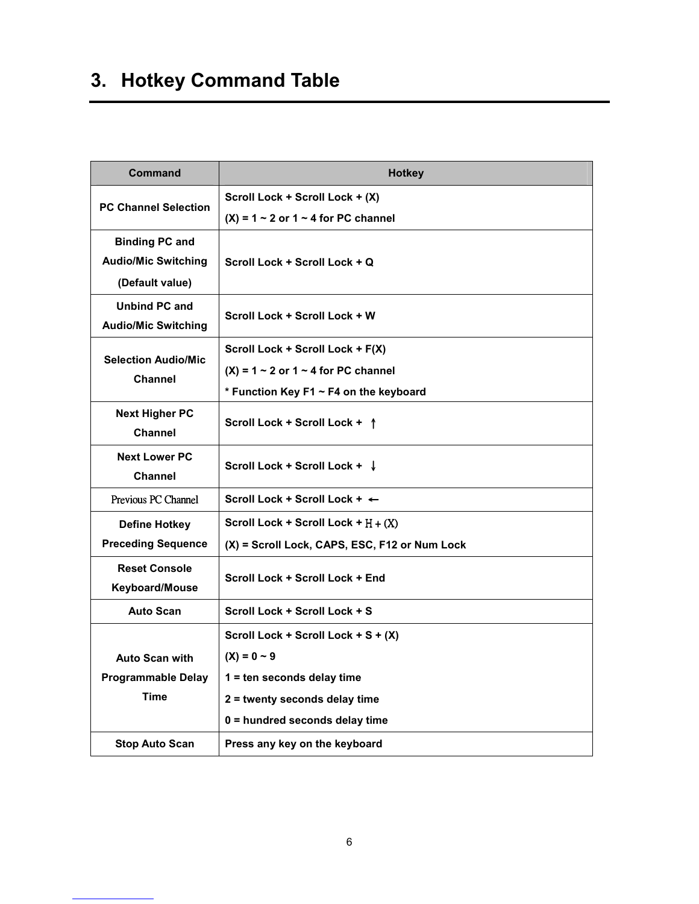# 3. Hotkey Command Table

| Command | Hotkey |
|---|---|
| PC Channel Selection | Scroll Lock + Scroll Lock + (X)<br>(X) = 1 ~ 2 or 1 ~ 4 for PC channel |
| Binding PC and Audio/Mic Switching (Default value) | Scroll Lock + Scroll Lock + Q |
| Unbind PC and Audio/Mic Switching | Scroll Lock + Scroll Lock + W |
| Selection Audio/Mic Channel | Scroll Lock + Scroll Lock + F(X)<br>(X) = 1 ~ 2 or 1 ~ 4 for PC channel<br>* Function Key F1 ~ F4 on the keyboard |
| Next Higher PC Channel | Scroll Lock + Scroll Lock + ↑ |
| Next Lower PC Channel | Scroll Lock + Scroll Lock + ↓ |
| Previous PC Channel | Scroll Lock + Scroll Lock + ← |
| Define Hotkey Preceding Sequence | Scroll Lock + Scroll Lock + H + (X)<br>(X) = Scroll Lock, CAPS, ESC, F12 or Num Lock |
| Reset Console Keyboard/Mouse | Scroll Lock + Scroll Lock + End |
| Auto Scan | Scroll Lock + Scroll Lock + S |
| Auto Scan with Programmable Delay Time | Scroll Lock + Scroll Lock + S + (X)<br>(X) = 0 ~ 9<br>1 = ten seconds delay time<br>2 = twenty seconds delay time<br>0 = hundred seconds delay time |
| Stop Auto Scan | Press any key on the keyboard |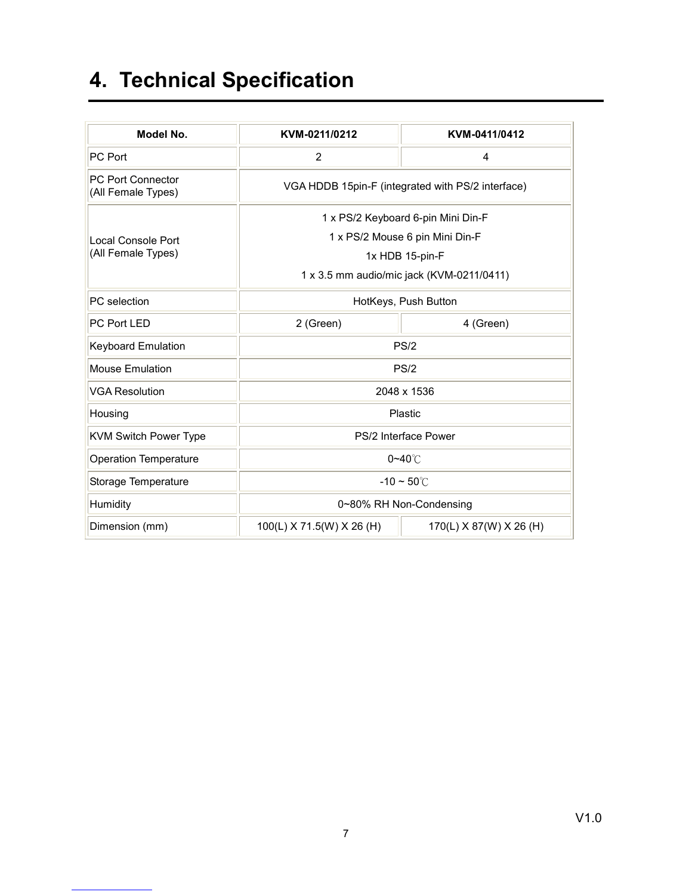# 4. Technical Specification

| Model No. | KVM-0211/0212 | KVM-0411/0412 |
|---|---|---|
| PC Port | 2 | 4 |
| PC Port Connector (All Female Types) | VGA HDDB 15pin-F (integrated with PS/2 interface) | |
| Local Console Port (All Female Types) | 1 x PS/2 Keyboard 6-pin Mini Din-F<br>1 x PS/2 Mouse 6 pin Mini Din-F<br>1x HDB 15-pin-F<br>1 x 3.5 mm audio/mic jack (KVM-0211/0411) | |
| PC selection | HotKeys, Push Button | |
| PC Port LED | 2 (Green) | 4 (Green) |
| Keyboard Emulation | PS/2 | |
| Mouse Emulation | PS/2 | |
| VGA Resolution | 2048 x 1536 | |
| Housing | Plastic | |
| KVM Switch Power Type | PS/2 Interface Power | |
| Operation Temperature | 0~40℃ | |
| Storage Temperature | -10 ~ 50℃ | |
| Humidity | 0~80% RH Non-Condensing | |
| Dimension (mm) | 100(L) X 71.5(W) X 26 (H) | 170(L) X 87(W) X 26 (H) |

V1.0